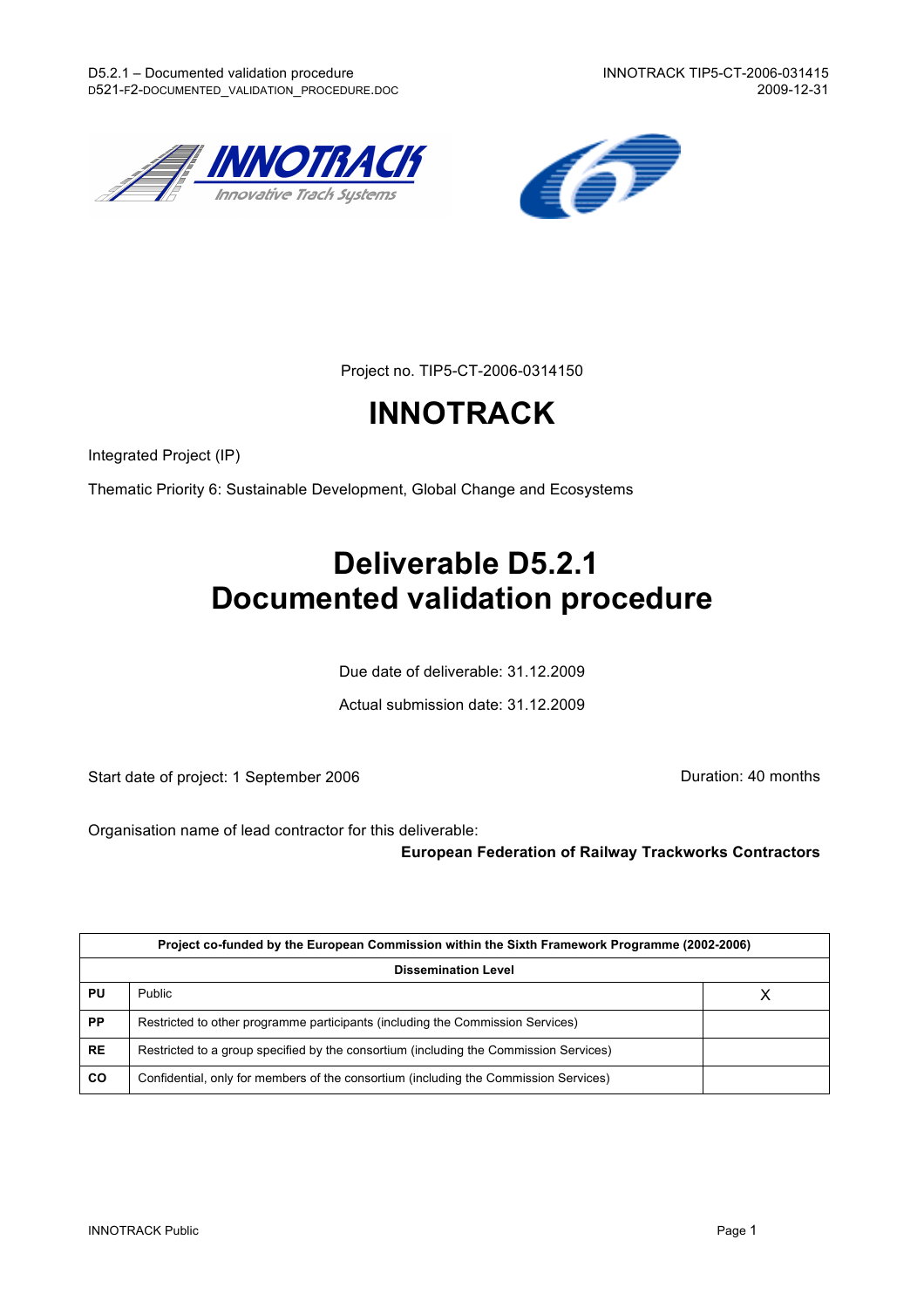Project no. TIP5-CT-2006-0314150

# INNOTRACK

Integrated Project (IP)

Thematic Priority 6: Sustainable Development, Global Change and Ecosystems

# Deliverable D5.2.1
# Documented validation procedure

Due date of deliverable: 31.12.2009

Actual submission date: 31.12.2009

Start date of project: 1 September 2006 Duration: 40 months

Organisation name of lead contractor for this deliverable:

**European Federation of Railway Trackworks Contractors**

| Project co-funded by the European Commission within the Sixth Framework Programme (2002-2006) | | |
|---|---|---|
| **Dissemination Level** | | |
| **PU** | Public | X |
| **PP** | Restricted to other programme participants (including the Commission Services) | |
| **RE** | Restricted to a group specified by the consortium (including the Commission Services) | |
| **CO** | Confidential, only for members of the consortium (including the Commission Services) | |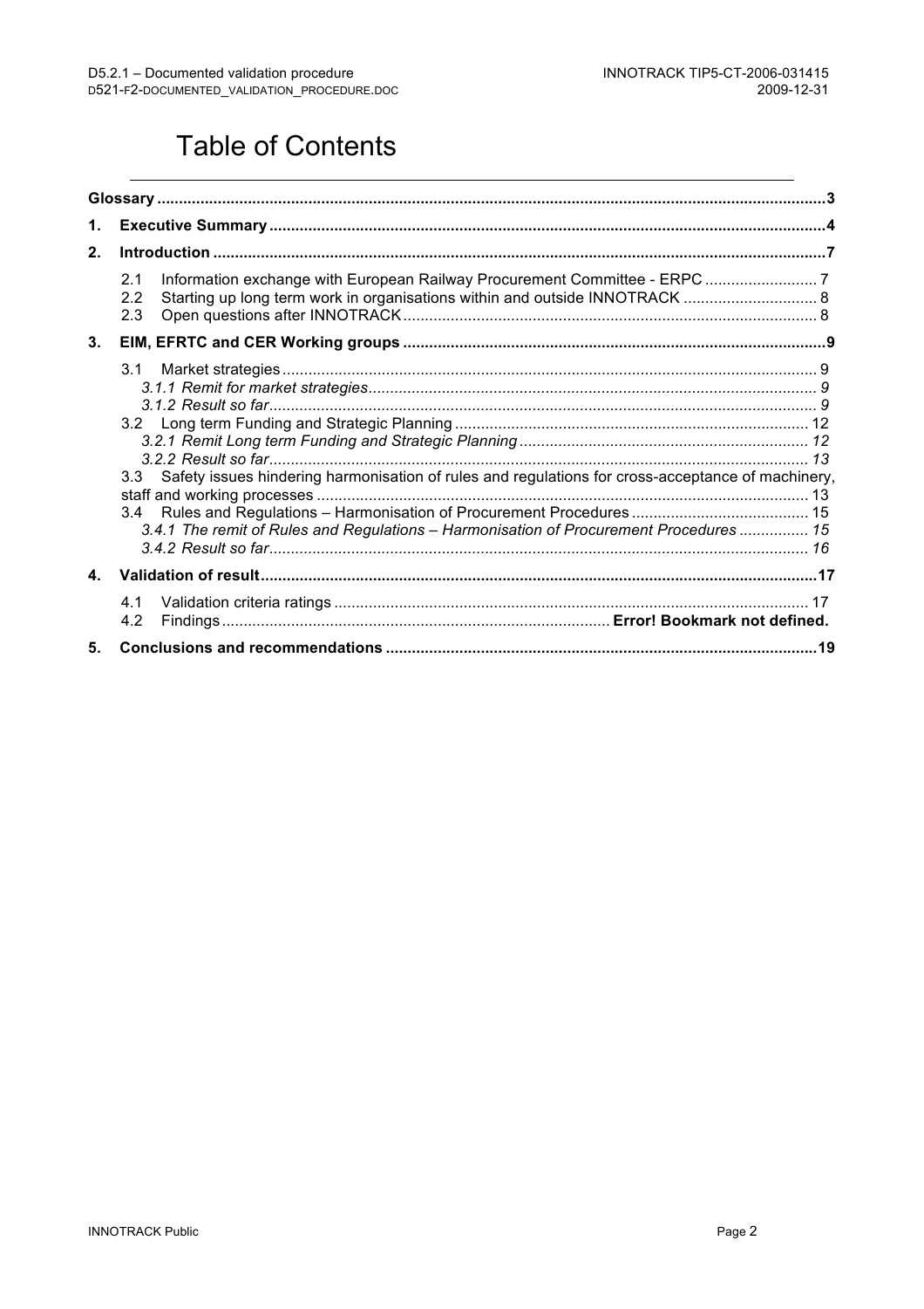# Table of Contents

**Glossary** .......... 3

**1. Executive Summary** .......... 4

**2. Introduction** .......... 7

- 2.1 Information exchange with European Railway Procurement Committee - ERPC .......... 7
- 2.2 Starting up long term work in organisations within and outside INNOTRACK .......... 8
- 2.3 Open questions after INNOTRACK .......... 8

**3. EIM, EFRTC and CER Working groups** .......... 9

- 3.1 Market strategies .......... 9
  - *3.1.1 Remit for market strategies* .......... 9
  - *3.1.2 Result so far* .......... 9
- 3.2 Long term Funding and Strategic Planning .......... 12
  - *3.2.1 Remit Long term Funding and Strategic Planning* .......... 12
  - *3.2.2 Result so far* .......... 13
- 3.3 Safety issues hindering harmonisation of rules and regulations for cross-acceptance of machinery, staff and working processes .......... 13
- 3.4 Rules and Regulations – Harmonisation of Procurement Procedures .......... 15
  - *3.4.1 The remit of Rules and Regulations – Harmonisation of Procurement Procedures* .......... 15
  - *3.4.2 Result so far* .......... 16

**4. Validation of result** .......... 17

- 4.1 Validation criteria ratings .......... 17
- 4.2 Findings .......... **Error! Bookmark not defined.**

**5. Conclusions and recommendations** .......... 19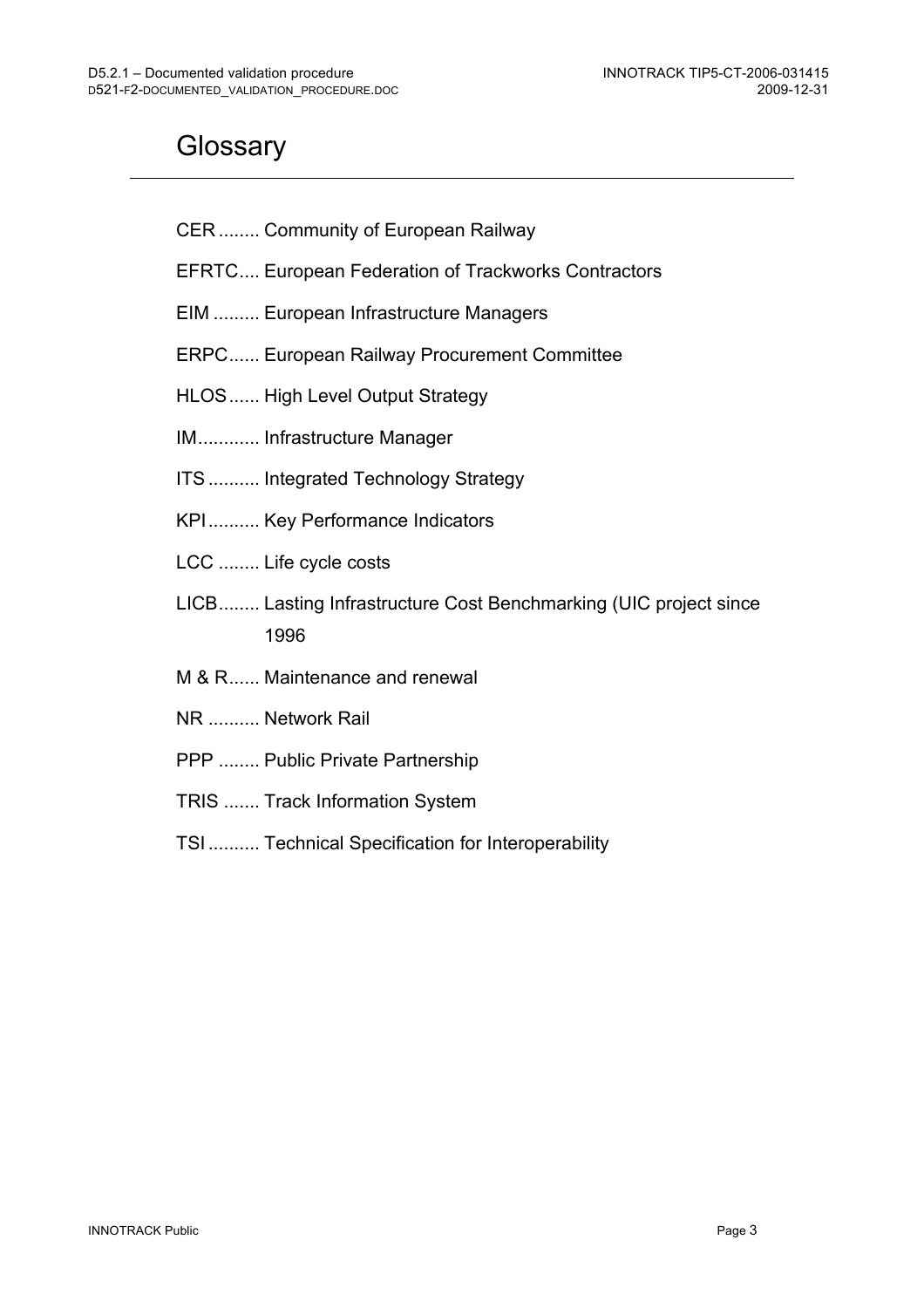# Glossary

CER ........ Community of European Railway

EFRTC.... European Federation of Trackworks Contractors

EIM ......... European Infrastructure Managers

ERPC...... European Railway Procurement Committee

HLOS...... High Level Output Strategy

IM............ Infrastructure Manager

ITS .......... Integrated Technology Strategy

KPI.......... Key Performance Indicators

LCC ........ Life cycle costs

LICB........ Lasting Infrastructure Cost Benchmarking (UIC project since 1996

M & R...... Maintenance and renewal

NR .......... Network Rail

PPP ........ Public Private Partnership

TRIS ....... Track Information System

TSI .......... Technical Specification for Interoperability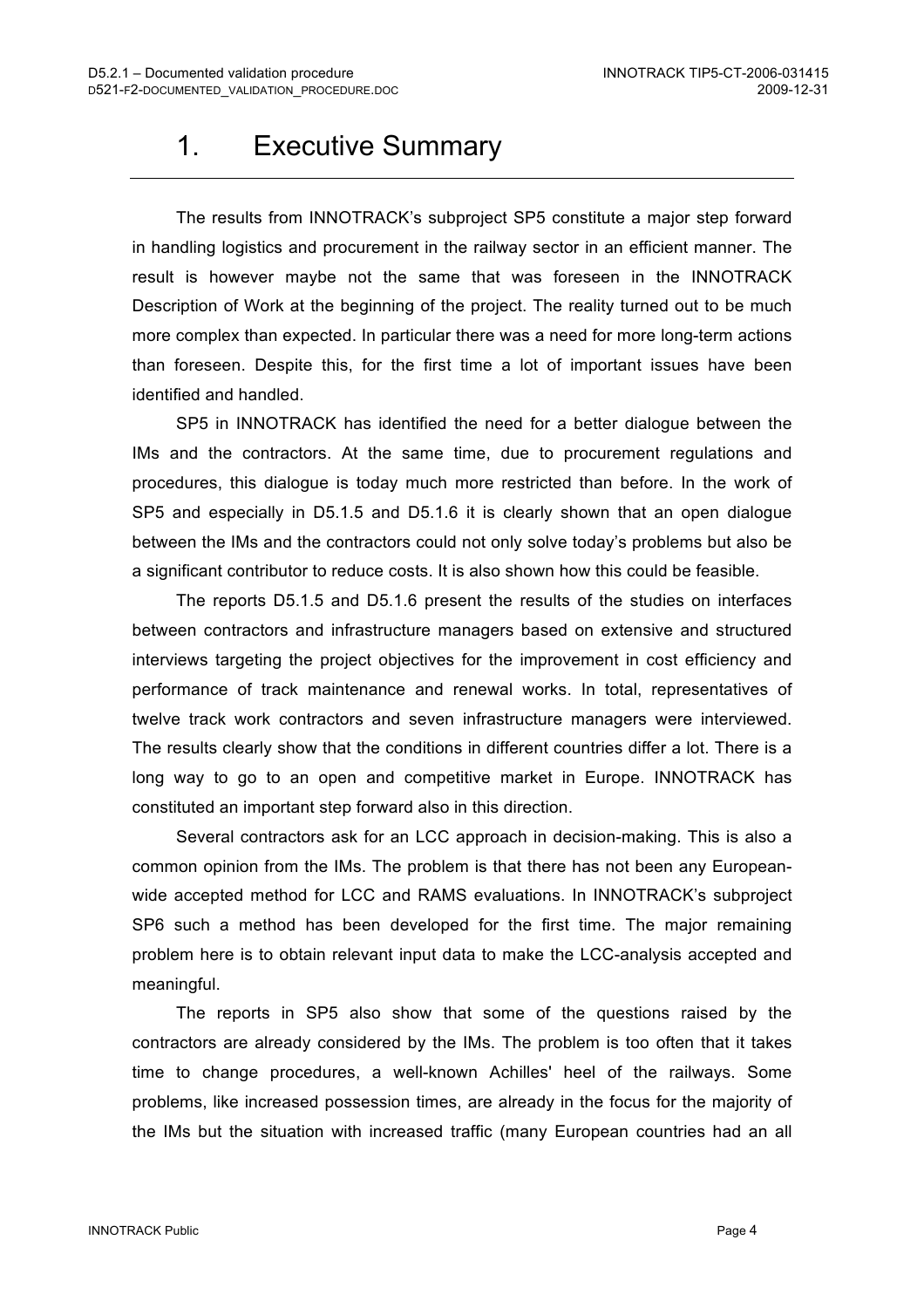# 1. Executive Summary

The results from INNOTRACK's subproject SP5 constitute a major step forward in handling logistics and procurement in the railway sector in an efficient manner. The result is however maybe not the same that was foreseen in the INNOTRACK Description of Work at the beginning of the project. The reality turned out to be much more complex than expected. In particular there was a need for more long-term actions than foreseen. Despite this, for the first time a lot of important issues have been identified and handled.

SP5 in INNOTRACK has identified the need for a better dialogue between the IMs and the contractors. At the same time, due to procurement regulations and procedures, this dialogue is today much more restricted than before. In the work of SP5 and especially in D5.1.5 and D5.1.6 it is clearly shown that an open dialogue between the IMs and the contractors could not only solve today's problems but also be a significant contributor to reduce costs. It is also shown how this could be feasible.

The reports D5.1.5 and D5.1.6 present the results of the studies on interfaces between contractors and infrastructure managers based on extensive and structured interviews targeting the project objectives for the improvement in cost efficiency and performance of track maintenance and renewal works. In total, representatives of twelve track work contractors and seven infrastructure managers were interviewed. The results clearly show that the conditions in different countries differ a lot. There is a long way to go to an open and competitive market in Europe. INNOTRACK has constituted an important step forward also in this direction.

Several contractors ask for an LCC approach in decision-making. This is also a common opinion from the IMs. The problem is that there has not been any European-wide accepted method for LCC and RAMS evaluations. In INNOTRACK's subproject SP6 such a method has been developed for the first time. The major remaining problem here is to obtain relevant input data to make the LCC-analysis accepted and meaningful.

The reports in SP5 also show that some of the questions raised by the contractors are already considered by the IMs. The problem is too often that it takes time to change procedures, a well-known Achilles' heel of the railways. Some problems, like increased possession times, are already in the focus for the majority of the IMs but the situation with increased traffic (many European countries had an all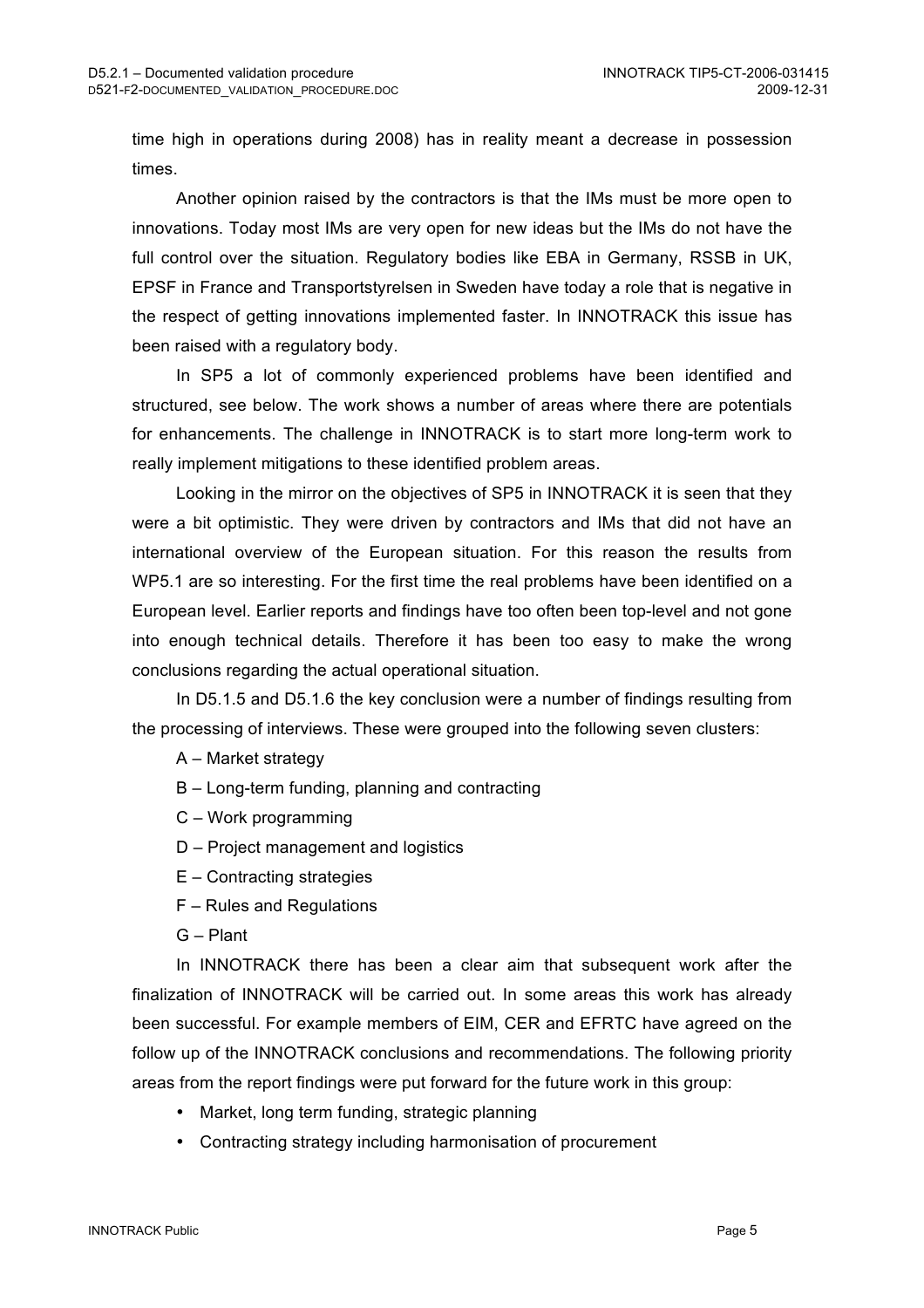time high in operations during 2008) has in reality meant a decrease in possession times.

Another opinion raised by the contractors is that the IMs must be more open to innovations. Today most IMs are very open for new ideas but the IMs do not have the full control over the situation. Regulatory bodies like EBA in Germany, RSSB in UK, EPSF in France and Transportstyrelsen in Sweden have today a role that is negative in the respect of getting innovations implemented faster. In INNOTRACK this issue has been raised with a regulatory body.

In SP5 a lot of commonly experienced problems have been identified and structured, see below. The work shows a number of areas where there are potentials for enhancements. The challenge in INNOTRACK is to start more long-term work to really implement mitigations to these identified problem areas.

Looking in the mirror on the objectives of SP5 in INNOTRACK it is seen that they were a bit optimistic. They were driven by contractors and IMs that did not have an international overview of the European situation. For this reason the results from WP5.1 are so interesting. For the first time the real problems have been identified on a European level. Earlier reports and findings have too often been top-level and not gone into enough technical details. Therefore it has been too easy to make the wrong conclusions regarding the actual operational situation.

In D5.1.5 and D5.1.6 the key conclusion were a number of findings resulting from the processing of interviews. These were grouped into the following seven clusters:

A – Market strategy

B – Long-term funding, planning and contracting

C – Work programming

D – Project management and logistics

E – Contracting strategies

F – Rules and Regulations

G – Plant

In INNOTRACK there has been a clear aim that subsequent work after the finalization of INNOTRACK will be carried out. In some areas this work has already been successful. For example members of EIM, CER and EFRTC have agreed on the follow up of the INNOTRACK conclusions and recommendations. The following priority areas from the report findings were put forward for the future work in this group:

- Market, long term funding, strategic planning
- Contracting strategy including harmonisation of procurement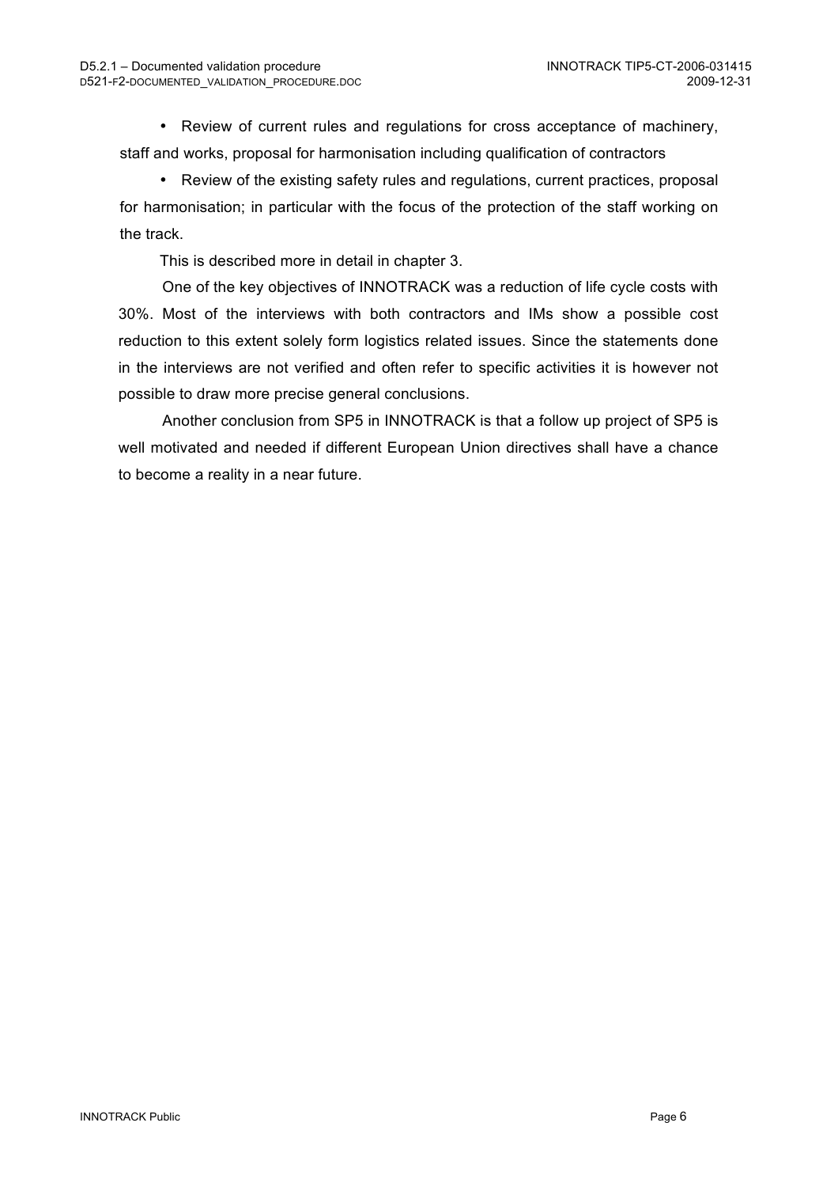- Review of current rules and regulations for cross acceptance of machinery, staff and works, proposal for harmonisation including qualification of contractors
- Review of the existing safety rules and regulations, current practices, proposal for harmonisation; in particular with the focus of the protection of the staff working on the track.

This is described more in detail in chapter 3.

One of the key objectives of INNOTRACK was a reduction of life cycle costs with 30%. Most of the interviews with both contractors and IMs show a possible cost reduction to this extent solely form logistics related issues. Since the statements done in the interviews are not verified and often refer to specific activities it is however not possible to draw more precise general conclusions.

Another conclusion from SP5 in INNOTRACK is that a follow up project of SP5 is well motivated and needed if different European Union directives shall have a chance to become a reality in a near future.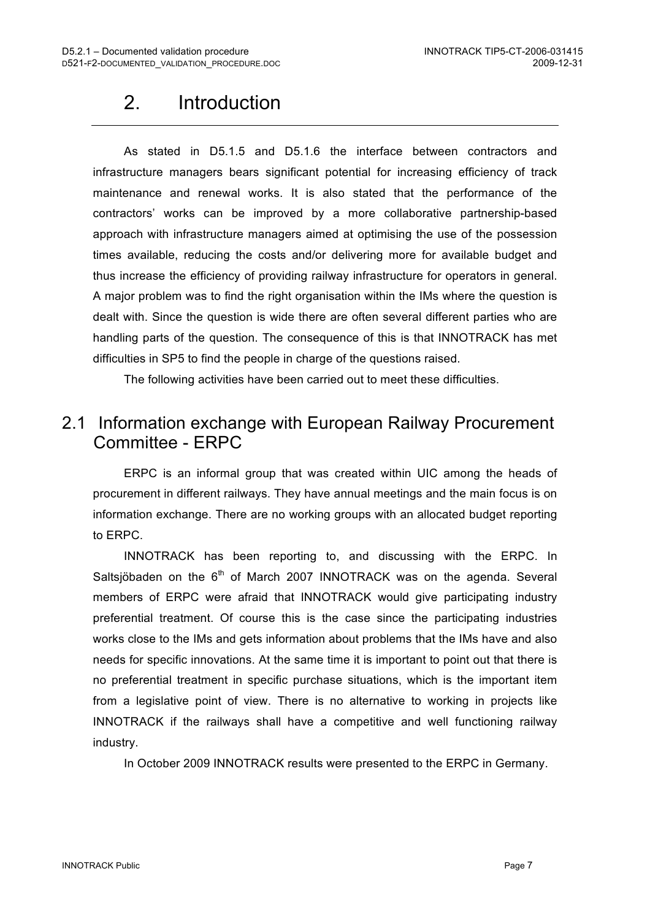# 2. Introduction

As stated in D5.1.5 and D5.1.6 the interface between contractors and infrastructure managers bears significant potential for increasing efficiency of track maintenance and renewal works. It is also stated that the performance of the contractors' works can be improved by a more collaborative partnership-based approach with infrastructure managers aimed at optimising the use of the possession times available, reducing the costs and/or delivering more for available budget and thus increase the efficiency of providing railway infrastructure for operators in general. A major problem was to find the right organisation within the IMs where the question is dealt with. Since the question is wide there are often several different parties who are handling parts of the question. The consequence of this is that INNOTRACK has met difficulties in SP5 to find the people in charge of the questions raised.

The following activities have been carried out to meet these difficulties.

## 2.1 Information exchange with European Railway Procurement Committee - ERPC

ERPC is an informal group that was created within UIC among the heads of procurement in different railways. They have annual meetings and the main focus is on information exchange. There are no working groups with an allocated budget reporting to ERPC.

INNOTRACK has been reporting to, and discussing with the ERPC. In Saltsjöbaden on the 6th of March 2007 INNOTRACK was on the agenda. Several members of ERPC were afraid that INNOTRACK would give participating industry preferential treatment. Of course this is the case since the participating industries works close to the IMs and gets information about problems that the IMs have and also needs for specific innovations. At the same time it is important to point out that there is no preferential treatment in specific purchase situations, which is the important item from a legislative point of view. There is no alternative to working in projects like INNOTRACK if the railways shall have a competitive and well functioning railway industry.

In October 2009 INNOTRACK results were presented to the ERPC in Germany.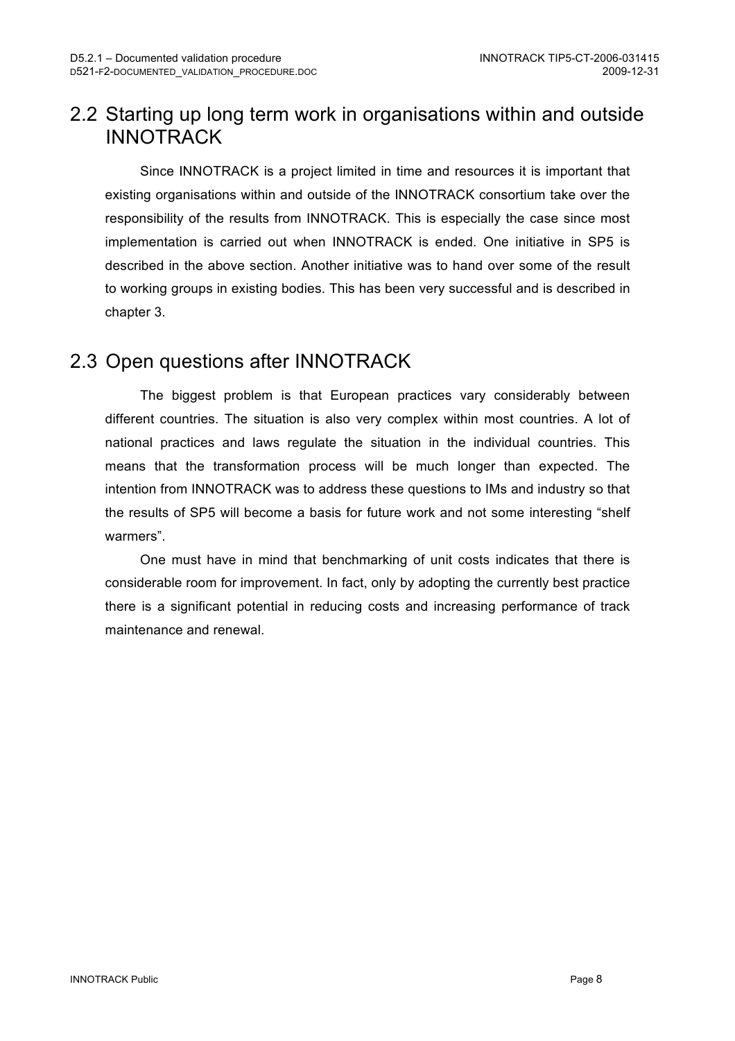## 2.2 Starting up long term work in organisations within and outside INNOTRACK

Since INNOTRACK is a project limited in time and resources it is important that existing organisations within and outside of the INNOTRACK consortium take over the responsibility of the results from INNOTRACK. This is especially the case since most implementation is carried out when INNOTRACK is ended. One initiative in SP5 is described in the above section. Another initiative was to hand over some of the result to working groups in existing bodies. This has been very successful and is described in chapter 3.

## 2.3 Open questions after INNOTRACK

The biggest problem is that European practices vary considerably between different countries. The situation is also very complex within most countries. A lot of national practices and laws regulate the situation in the individual countries. This means that the transformation process will be much longer than expected. The intention from INNOTRACK was to address these questions to IMs and industry so that the results of SP5 will become a basis for future work and not some interesting "shelf warmers".

One must have in mind that benchmarking of unit costs indicates that there is considerable room for improvement. In fact, only by adopting the currently best practice there is a significant potential in reducing costs and increasing performance of track maintenance and renewal.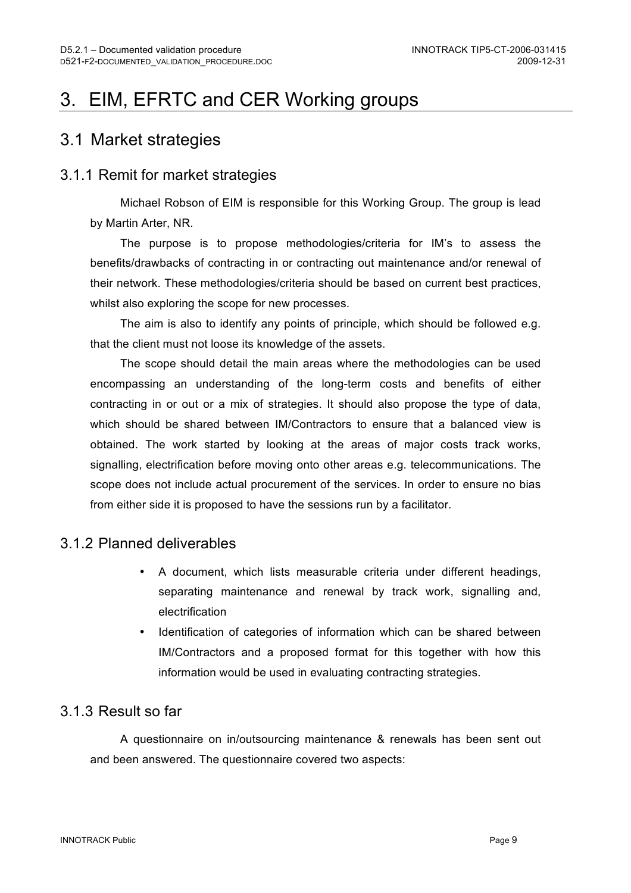# 3. EIM, EFRTC and CER Working groups

## 3.1 Market strategies

### 3.1.1 Remit for market strategies

Michael Robson of EIM is responsible for this Working Group. The group is lead by Martin Arter, NR.

The purpose is to propose methodologies/criteria for IM's to assess the benefits/drawbacks of contracting in or contracting out maintenance and/or renewal of their network. These methodologies/criteria should be based on current best practices, whilst also exploring the scope for new processes.

The aim is also to identify any points of principle, which should be followed e.g. that the client must not loose its knowledge of the assets.

The scope should detail the main areas where the methodologies can be used encompassing an understanding of the long-term costs and benefits of either contracting in or out or a mix of strategies. It should also propose the type of data, which should be shared between IM/Contractors to ensure that a balanced view is obtained. The work started by looking at the areas of major costs track works, signalling, electrification before moving onto other areas e.g. telecommunications. The scope does not include actual procurement of the services. In order to ensure no bias from either side it is proposed to have the sessions run by a facilitator.

### 3.1.2 Planned deliverables

- A document, which lists measurable criteria under different headings, separating maintenance and renewal by track work, signalling and, electrification
- Identification of categories of information which can be shared between IM/Contractors and a proposed format for this together with how this information would be used in evaluating contracting strategies.

### 3.1.3 Result so far

A questionnaire on in/outsourcing maintenance & renewals has been sent out and been answered. The questionnaire covered two aspects: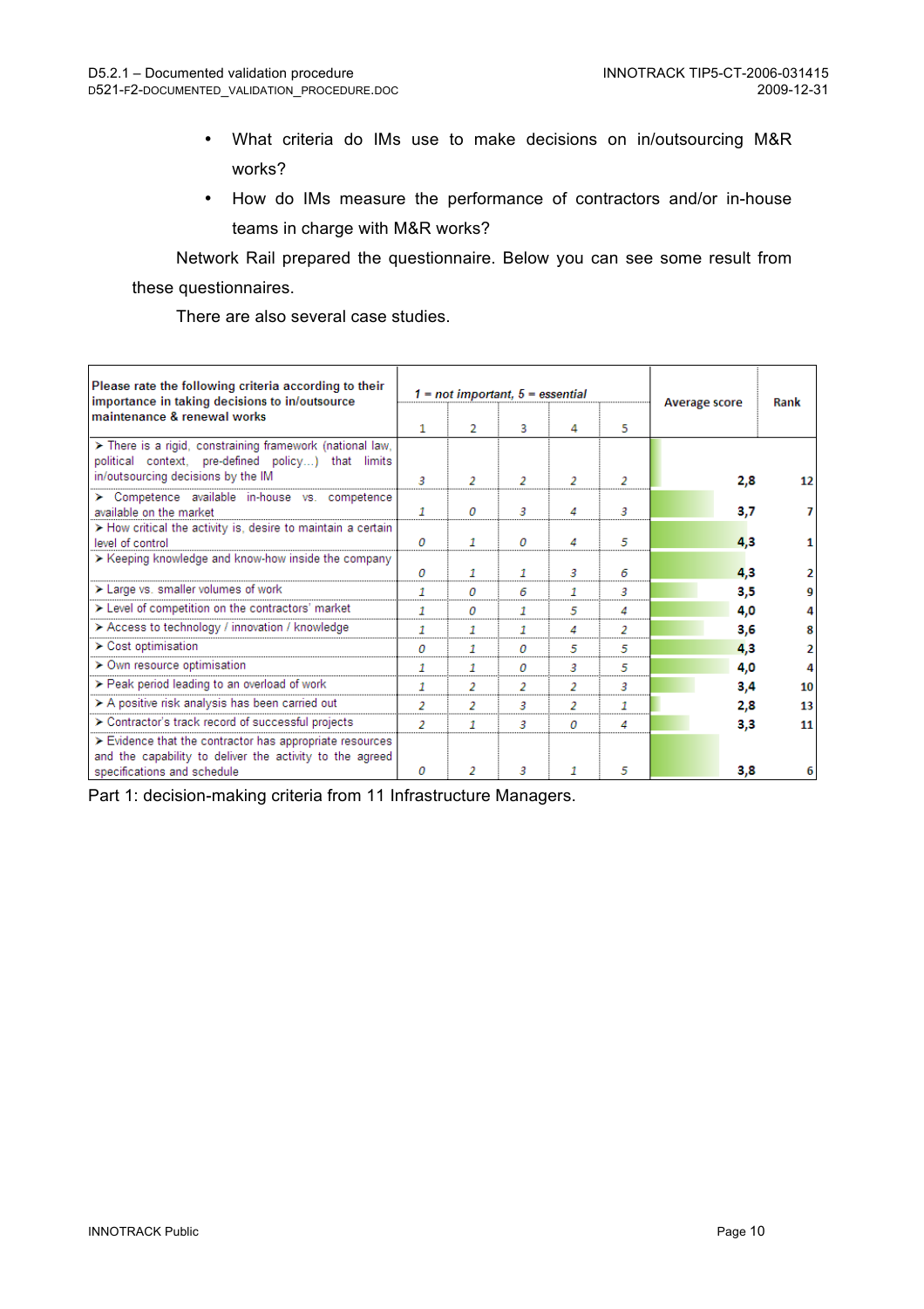- What criteria do IMs use to make decisions on in/outsourcing M&R works?
- How do IMs measure the performance of contractors and/or in-house teams in charge with M&R works?

Network Rail prepared the questionnaire. Below you can see some result from these questionnaires.

There are also several case studies.

| Please rate the following criteria according to their importance in taking decisions to in/outsource maintenance & renewal works | 1 = not important, 5 = essential | | | | | Average score | Rank |
|---|---|---|---|---|---|---|---|
| | 1 | 2 | 3 | 4 | 5 | | |
| ➢ There is a rigid, constraining framework (national law, political context, pre-defined policy...) that limits in/outsourcing decisions by the IM | 3 | 2 | 2 | 2 | 2 | 2,8 | 12 |
| ➢ Competence available in-house vs. competence available on the market | 1 | 0 | 3 | 4 | 3 | 3,7 | 7 |
| ➢ How critical the activity is, desire to maintain a certain level of control | 0 | 1 | 0 | 4 | 5 | 4,3 | 1 |
| ➢ Keeping knowledge and know-how inside the company | 0 | 1 | 1 | 3 | 6 | 4,3 | 2 |
| ➢ Large vs. smaller volumes of work | 1 | 0 | 6 | 1 | 3 | 3,5 | 9 |
| ➢ Level of competition on the contractors' market | 1 | 0 | 1 | 5 | 4 | 4,0 | 4 |
| ➢ Access to technology / innovation / knowledge | 1 | 1 | 1 | 4 | 2 | 3,6 | 8 |
| ➢ Cost optimisation | 0 | 1 | 0 | 5 | 5 | 4,3 | 2 |
| ➢ Own resource optimisation | 1 | 1 | 0 | 3 | 5 | 4,0 | 4 |
| ➢ Peak period leading to an overload of work | 1 | 2 | 2 | 2 | 3 | 3,4 | 10 |
| ➢ A positive risk analysis has been carried out | 2 | 2 | 3 | 2 | 1 | 2,8 | 13 |
| ➢ Contractor's track record of successful projects | 2 | 1 | 3 | 0 | 4 | 3,3 | 11 |
| ➢ Evidence that the contractor has appropriate resources and the capability to deliver the activity to the agreed specifications and schedule | 0 | 2 | 3 | 1 | 5 | 3,8 | 6 |

Part 1: decision-making criteria from 11 Infrastructure Managers.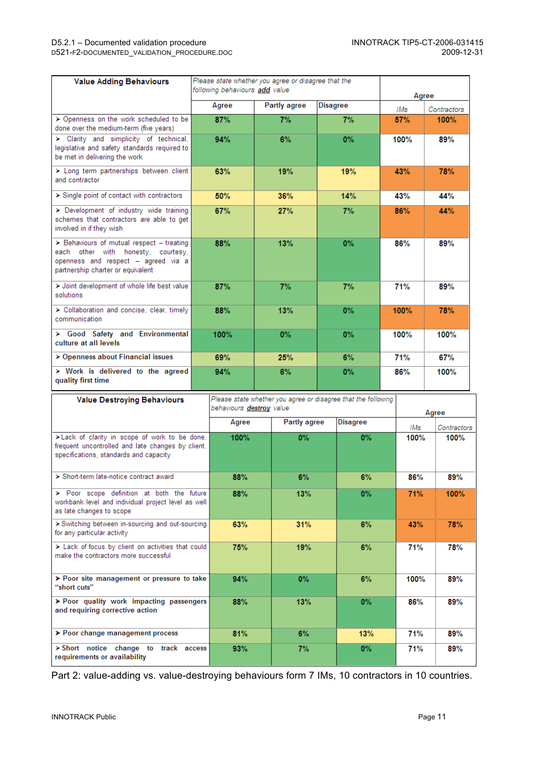| Value Adding Behaviours | Please state whether you agree or disagree that the following behaviours ***add*** value | | | Agree | |
|---|---|---|---|---|---|
| | Agree | Partly agree | Disagree | *IMs* | *Contractors* |
| ➢ Openness on the work scheduled to be done over the medium-term (five years) | 87% | 7% | 7% | 57% | 100% |
| ➢ Clarity and simplicity of technical, legislative and safety standards required to be met in delivering the work | 94% | 6% | 0% | 100% | 89% |
| ➢ Long term partnerships between client and contractor | 63% | 19% | 19% | 43% | 78% |
| ➢ Single point of contact with contractors | 50% | 36% | 14% | 43% | 44% |
| ➢ Development of industry wide training schemes that contractors are able to get involved in if they wish | 67% | 27% | 7% | 86% | 44% |
| ➢ Behaviours of mutual respect – treating each other with honesty, courtesy, openness and respect – agreed via a partnership charter or equivalent | 88% | 13% | 0% | 86% | 89% |
| ➢ Joint development of whole life best value solutions | 87% | 7% | 7% | 71% | 89% |
| ➢ Collaboration and concise, clear, timely communication | 88% | 13% | 0% | 100% | 78% |
| ➢ **Good Safety and Environmental culture at all levels** | 100% | 0% | 0% | 100% | 100% |
| ➢ **Openness about Financial issues** | 69% | 25% | 6% | 71% | 67% |
| ➢ **Work is delivered to the agreed quality first time** | 94% | 6% | 0% | 86% | 100% |

| Value Destroying Behaviours | Please state whether you agree or disagree that the following behaviours ***destroy*** value | | | Agree | |
|---|---|---|---|---|---|
| | Agree | Partly agree | Disagree | *IMs* | *Contractors* |
| ➢ Lack of clarity in scope of work to be done, frequent uncontrolled and late changes by client, specifications, standards and capacity | 100% | 0% | 0% | 100% | 100% |
| ➢ Short-term late-notice contract award | 88% | 6% | 6% | 86% | 89% |
| ➢ Poor scope definition at both the future workbank level and individual project level as well as late changes to scope | 88% | 13% | 0% | 71% | 100% |
| ➢ Switching between in-sourcing and out-sourcing for any particular activity | 63% | 31% | 6% | 43% | 78% |
| ➢ Lack of focus by client on activities that could make the contractors more successful | 75% | 19% | 6% | 71% | 78% |
| ➢ **Poor site management or pressure to take "short cuts"** | 94% | 0% | 6% | 100% | 89% |
| ➢ **Poor quality work impacting passengers and requiring corrective action** | 88% | 13% | 0% | 86% | 89% |
| ➢ **Poor change management process** | 81% | 6% | 13% | 71% | 89% |
| ➢ **Short notice change to track access requirements or availability** | 93% | 7% | 0% | 71% | 89% |

Part 2: value-adding vs. value-destroying behaviours form 7 IMs, 10 contractors in 10 countries.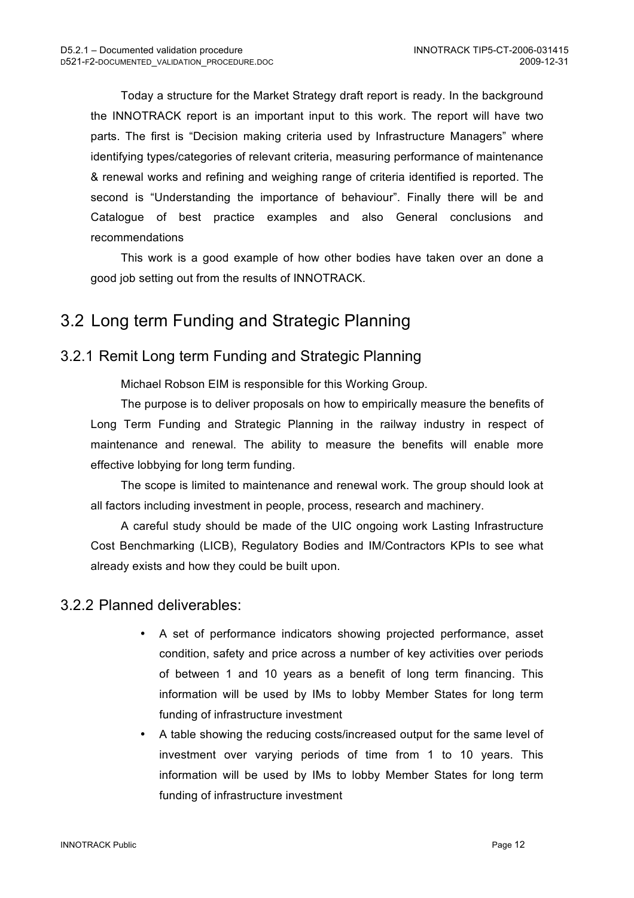Today a structure for the Market Strategy draft report is ready. In the background the INNOTRACK report is an important input to this work. The report will have two parts. The first is "Decision making criteria used by Infrastructure Managers" where identifying types/categories of relevant criteria, measuring performance of maintenance & renewal works and refining and weighing range of criteria identified is reported. The second is "Understanding the importance of behaviour". Finally there will be and Catalogue of best practice examples and also General conclusions and recommendations

This work is a good example of how other bodies have taken over an done a good job setting out from the results of INNOTRACK.

## 3.2 Long term Funding and Strategic Planning

### 3.2.1 Remit Long term Funding and Strategic Planning

Michael Robson EIM is responsible for this Working Group.

The purpose is to deliver proposals on how to empirically measure the benefits of Long Term Funding and Strategic Planning in the railway industry in respect of maintenance and renewal. The ability to measure the benefits will enable more effective lobbying for long term funding.

The scope is limited to maintenance and renewal work. The group should look at all factors including investment in people, process, research and machinery.

A careful study should be made of the UIC ongoing work Lasting Infrastructure Cost Benchmarking (LICB), Regulatory Bodies and IM/Contractors KPIs to see what already exists and how they could be built upon.

### 3.2.2 Planned deliverables:

- A set of performance indicators showing projected performance, asset condition, safety and price across a number of key activities over periods of between 1 and 10 years as a benefit of long term financing. This information will be used by IMs to lobby Member States for long term funding of infrastructure investment
- A table showing the reducing costs/increased output for the same level of investment over varying periods of time from 1 to 10 years. This information will be used by IMs to lobby Member States for long term funding of infrastructure investment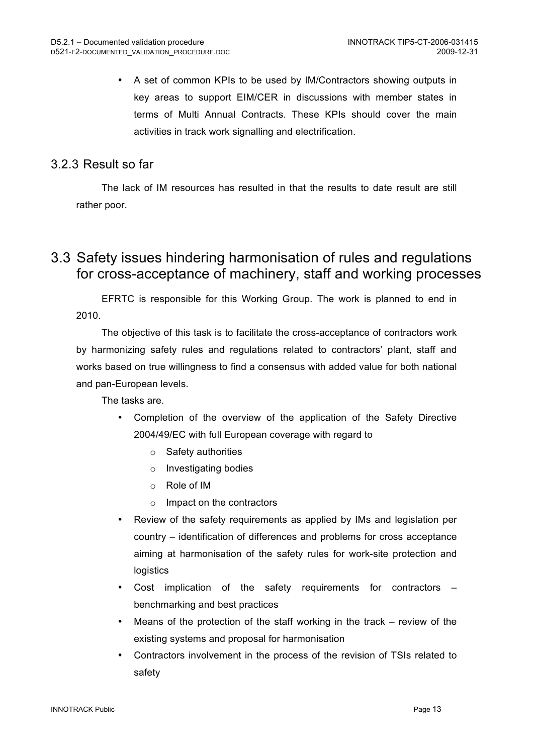- A set of common KPIs to be used by IM/Contractors showing outputs in key areas to support EIM/CER in discussions with member states in terms of Multi Annual Contracts. These KPIs should cover the main activities in track work signalling and electrification.

### 3.2.3 Result so far

The lack of IM resources has resulted in that the results to date result are still rather poor.

## 3.3 Safety issues hindering harmonisation of rules and regulations for cross-acceptance of machinery, staff and working processes

EFRTC is responsible for this Working Group. The work is planned to end in 2010.

The objective of this task is to facilitate the cross-acceptance of contractors work by harmonizing safety rules and regulations related to contractors' plant, staff and works based on true willingness to find a consensus with added value for both national and pan-European levels.

The tasks are.

- Completion of the overview of the application of the Safety Directive 2004/49/EC with full European coverage with regard to
  - Safety authorities
  - Investigating bodies
  - Role of IM
  - Impact on the contractors
- Review of the safety requirements as applied by IMs and legislation per country – identification of differences and problems for cross acceptance aiming at harmonisation of the safety rules for work-site protection and logistics
- Cost implication of the safety requirements for contractors – benchmarking and best practices
- Means of the protection of the staff working in the track – review of the existing systems and proposal for harmonisation
- Contractors involvement in the process of the revision of TSIs related to safety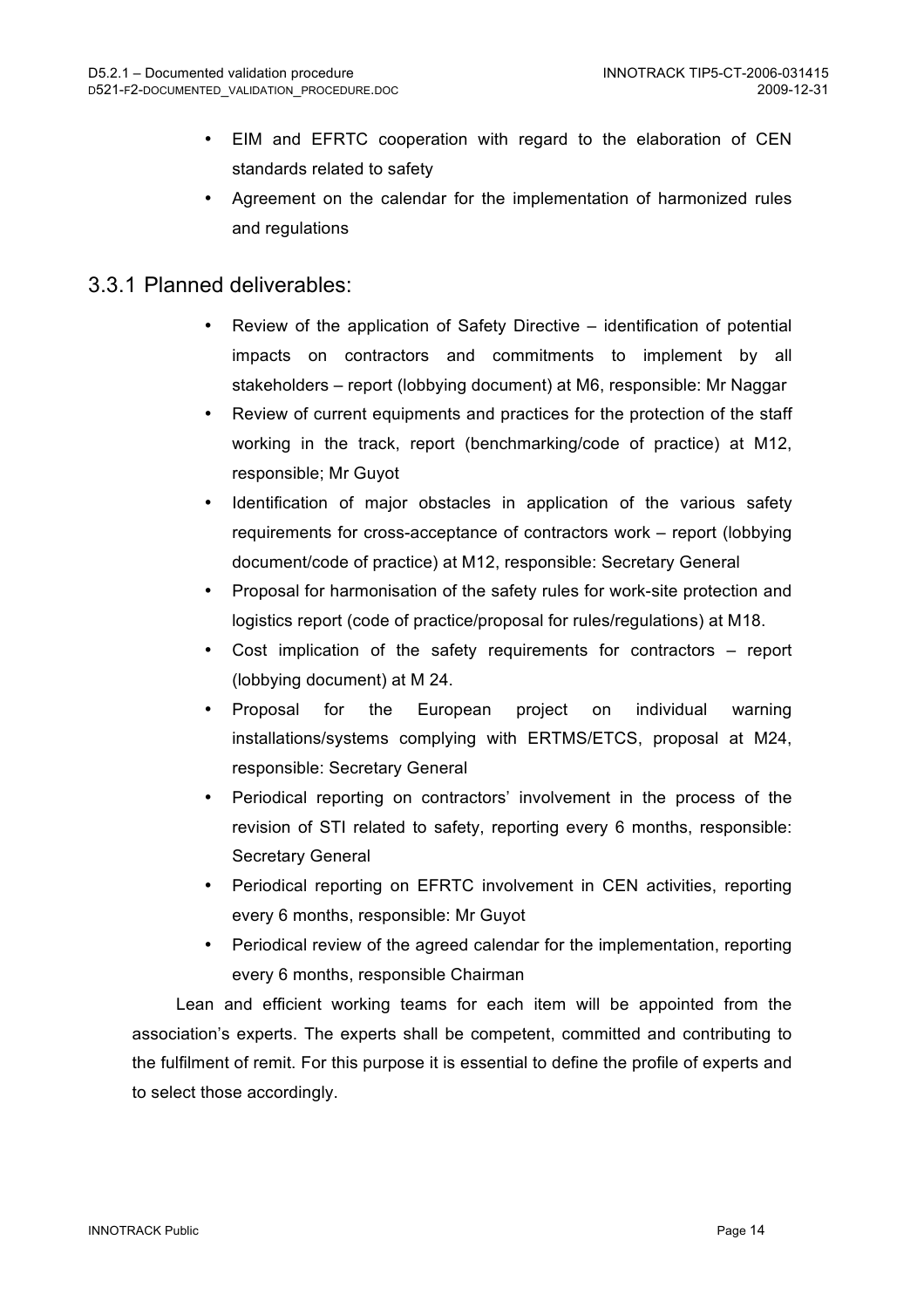- EIM and EFRTC cooperation with regard to the elaboration of CEN standards related to safety
- Agreement on the calendar for the implementation of harmonized rules and regulations

### 3.3.1 Planned deliverables:

- Review of the application of Safety Directive – identification of potential impacts on contractors and commitments to implement by all stakeholders – report (lobbying document) at M6, responsible: Mr Naggar
- Review of current equipments and practices for the protection of the staff working in the track, report (benchmarking/code of practice) at M12, responsible; Mr Guyot
- Identification of major obstacles in application of the various safety requirements for cross-acceptance of contractors work – report (lobbying document/code of practice) at M12, responsible: Secretary General
- Proposal for harmonisation of the safety rules for work-site protection and logistics report (code of practice/proposal for rules/regulations) at M18.
- Cost implication of the safety requirements for contractors – report (lobbying document) at M 24.
- Proposal for the European project on individual warning installations/systems complying with ERTMS/ETCS, proposal at M24, responsible: Secretary General
- Periodical reporting on contractors' involvement in the process of the revision of STI related to safety, reporting every 6 months, responsible: Secretary General
- Periodical reporting on EFRTC involvement in CEN activities, reporting every 6 months, responsible: Mr Guyot
- Periodical review of the agreed calendar for the implementation, reporting every 6 months, responsible Chairman

Lean and efficient working teams for each item will be appointed from the association's experts. The experts shall be competent, committed and contributing to the fulfilment of remit. For this purpose it is essential to define the profile of experts and to select those accordingly.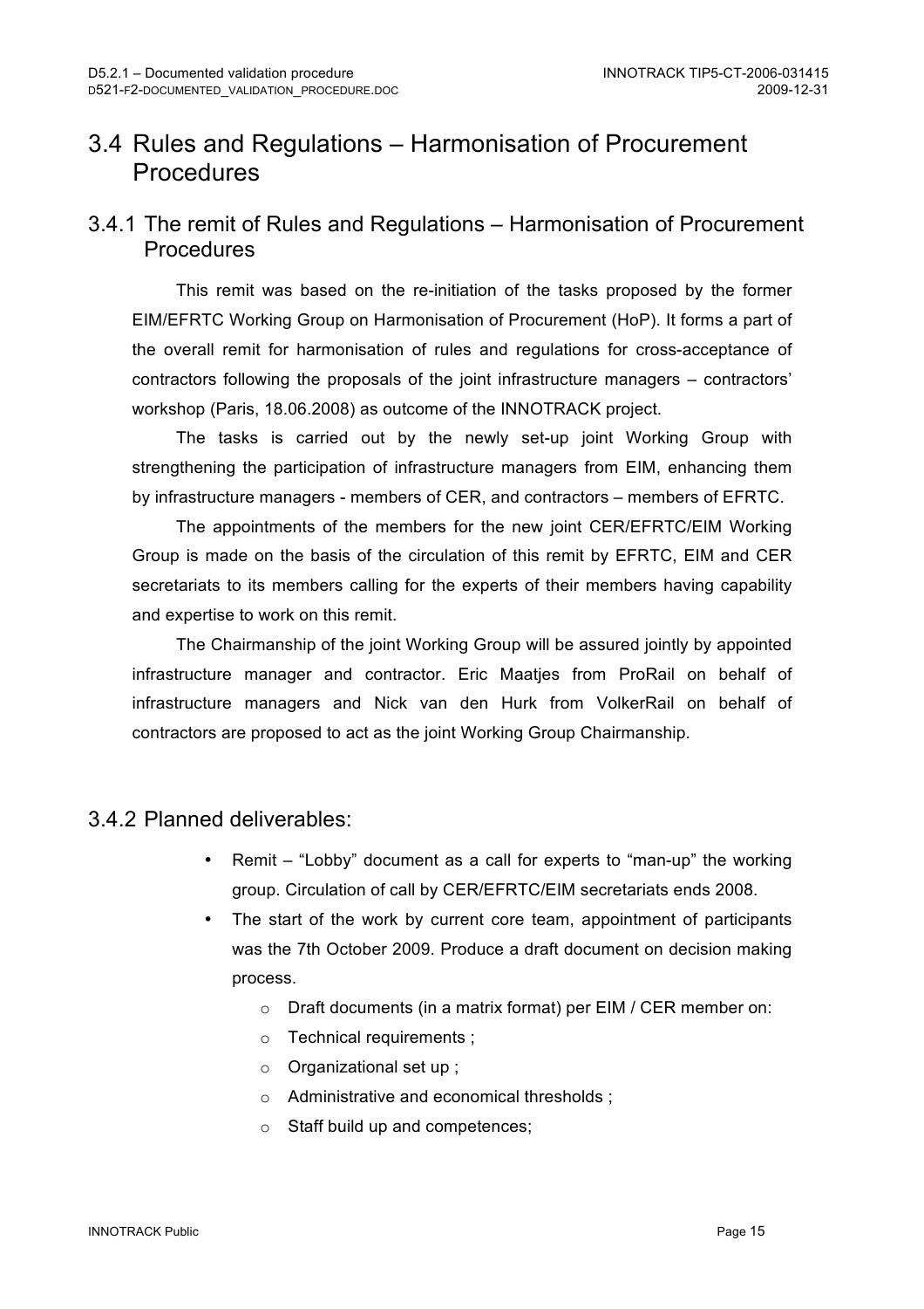## 3.4 Rules and Regulations – Harmonisation of Procurement Procedures

### 3.4.1 The remit of Rules and Regulations – Harmonisation of Procurement Procedures

This remit was based on the re-initiation of the tasks proposed by the former EIM/EFRTC Working Group on Harmonisation of Procurement (HoP). It forms a part of the overall remit for harmonisation of rules and regulations for cross-acceptance of contractors following the proposals of the joint infrastructure managers – contractors' workshop (Paris, 18.06.2008) as outcome of the INNOTRACK project.

The tasks is carried out by the newly set-up joint Working Group with strengthening the participation of infrastructure managers from EIM, enhancing them by infrastructure managers - members of CER, and contractors – members of EFRTC.

The appointments of the members for the new joint CER/EFRTC/EIM Working Group is made on the basis of the circulation of this remit by EFRTC, EIM and CER secretariats to its members calling for the experts of their members having capability and expertise to work on this remit.

The Chairmanship of the joint Working Group will be assured jointly by appointed infrastructure manager and contractor. Eric Maatjes from ProRail on behalf of infrastructure managers and Nick van den Hurk from VolkerRail on behalf of contractors are proposed to act as the joint Working Group Chairmanship.

### 3.4.2 Planned deliverables:

- Remit – "Lobby" document as a call for experts to "man-up" the working group. Circulation of call by CER/EFRTC/EIM secretariats ends 2008.
- The start of the work by current core team, appointment of participants was the 7th October 2009. Produce a draft document on decision making process.
    - Draft documents (in a matrix format) per EIM / CER member on:
    - Technical requirements ;
    - Organizational set up ;
    - Administrative and economical thresholds ;
    - Staff build up and competences;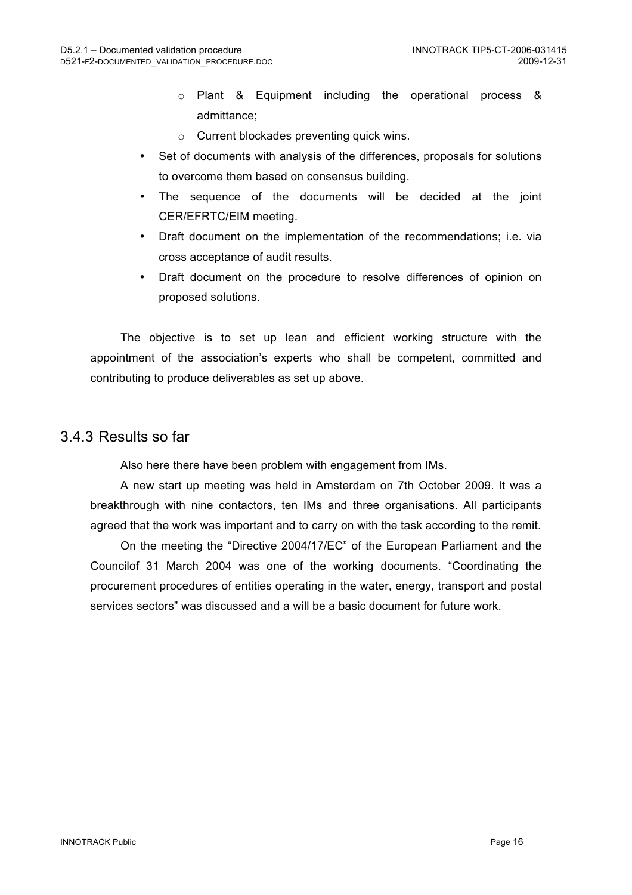- Plant & Equipment including the operational process & admittance;
    - Current blockades preventing quick wins.
- Set of documents with analysis of the differences, proposals for solutions to overcome them based on consensus building.
- The sequence of the documents will be decided at the joint CER/EFRTC/EIM meeting.
- Draft document on the implementation of the recommendations; i.e. via cross acceptance of audit results.
- Draft document on the procedure to resolve differences of opinion on proposed solutions.

The objective is to set up lean and efficient working structure with the appointment of the association's experts who shall be competent, committed and contributing to produce deliverables as set up above.

### 3.4.3 Results so far

Also here there have been problem with engagement from IMs.

A new start up meeting was held in Amsterdam on 7th October 2009. It was a breakthrough with nine contactors, ten IMs and three organisations. All participants agreed that the work was important and to carry on with the task according to the remit.

On the meeting the "Directive 2004/17/EC" of the European Parliament and the Councilof 31 March 2004 was one of the working documents. "Coordinating the procurement procedures of entities operating in the water, energy, transport and postal services sectors" was discussed and a will be a basic document for future work.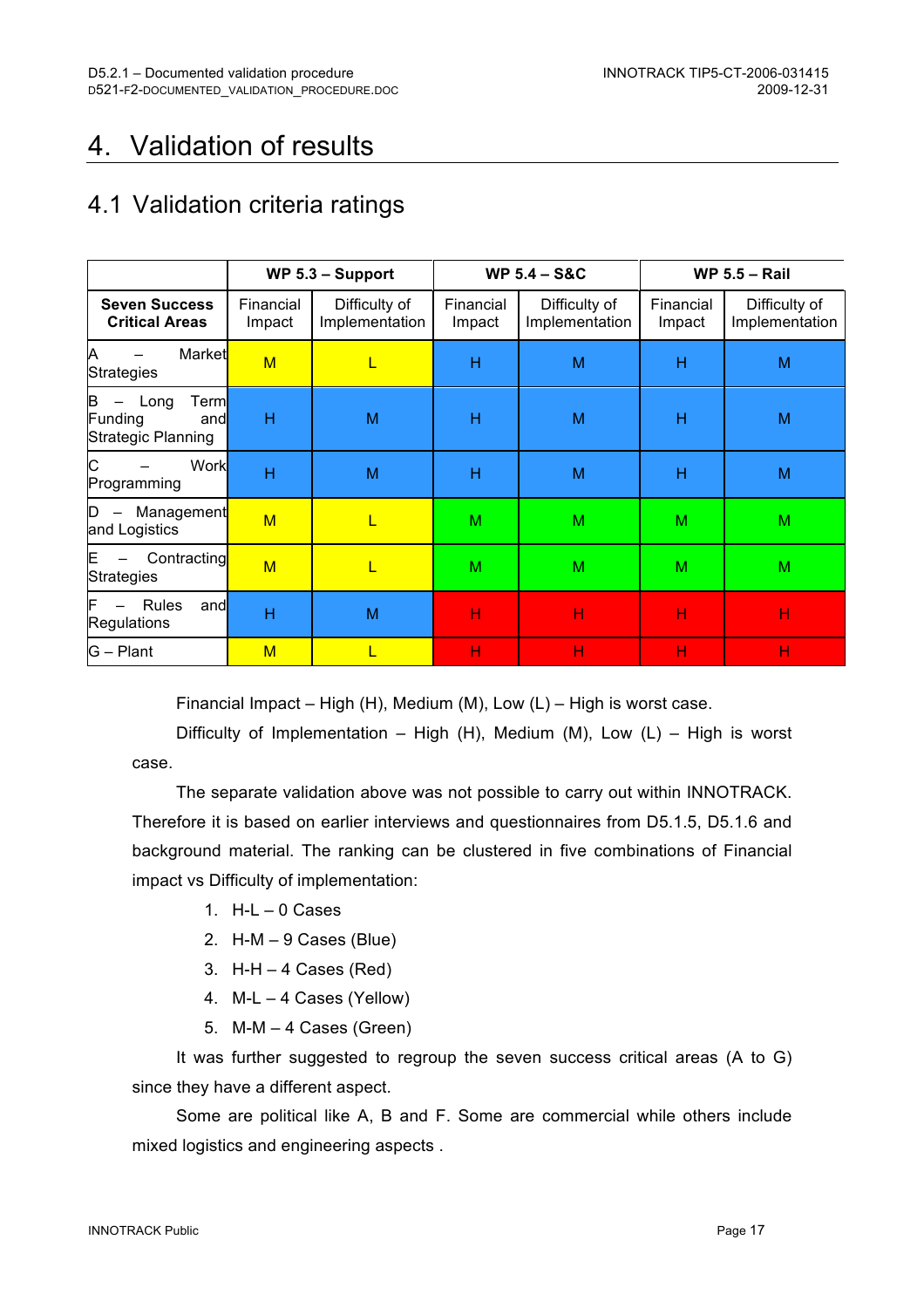# 4. Validation of results

## 4.1 Validation criteria ratings

| | WP 5.3 – Support | | WP 5.4 – S&C | | WP 5.5 – Rail | |
|---|---|---|---|---|---|---|
| **Seven Success Critical Areas** | Financial Impact | Difficulty of Implementation | Financial Impact | Difficulty of Implementation | Financial Impact | Difficulty of Implementation |
| A – Market Strategies | M | L | H | M | H | M |
| B – Long Term Funding and Strategic Planning | H | M | H | M | H | M |
| C – Work Programming | H | M | H | M | H | M |
| D – Management and Logistics | M | L | M | M | M | M |
| E – Contracting Strategies | M | L | M | M | M | M |
| F – Rules and Regulations | H | M | H | H | H | H |
| G – Plant | M | L | H | H | H | H |

Financial Impact – High (H), Medium (M), Low (L) – High is worst case.

Difficulty of Implementation – High (H), Medium (M), Low (L) – High is worst case.

The separate validation above was not possible to carry out within INNOTRACK. Therefore it is based on earlier interviews and questionnaires from D5.1.5, D5.1.6 and background material. The ranking can be clustered in five combinations of Financial impact vs Difficulty of implementation:

1. H-L – 0 Cases
2. H-M – 9 Cases (Blue)
3. H-H – 4 Cases (Red)
4. M-L – 4 Cases (Yellow)
5. M-M – 4 Cases (Green)

It was further suggested to regroup the seven success critical areas (A to G) since they have a different aspect.

Some are political like A, B and F. Some are commercial while others include mixed logistics and engineering aspects .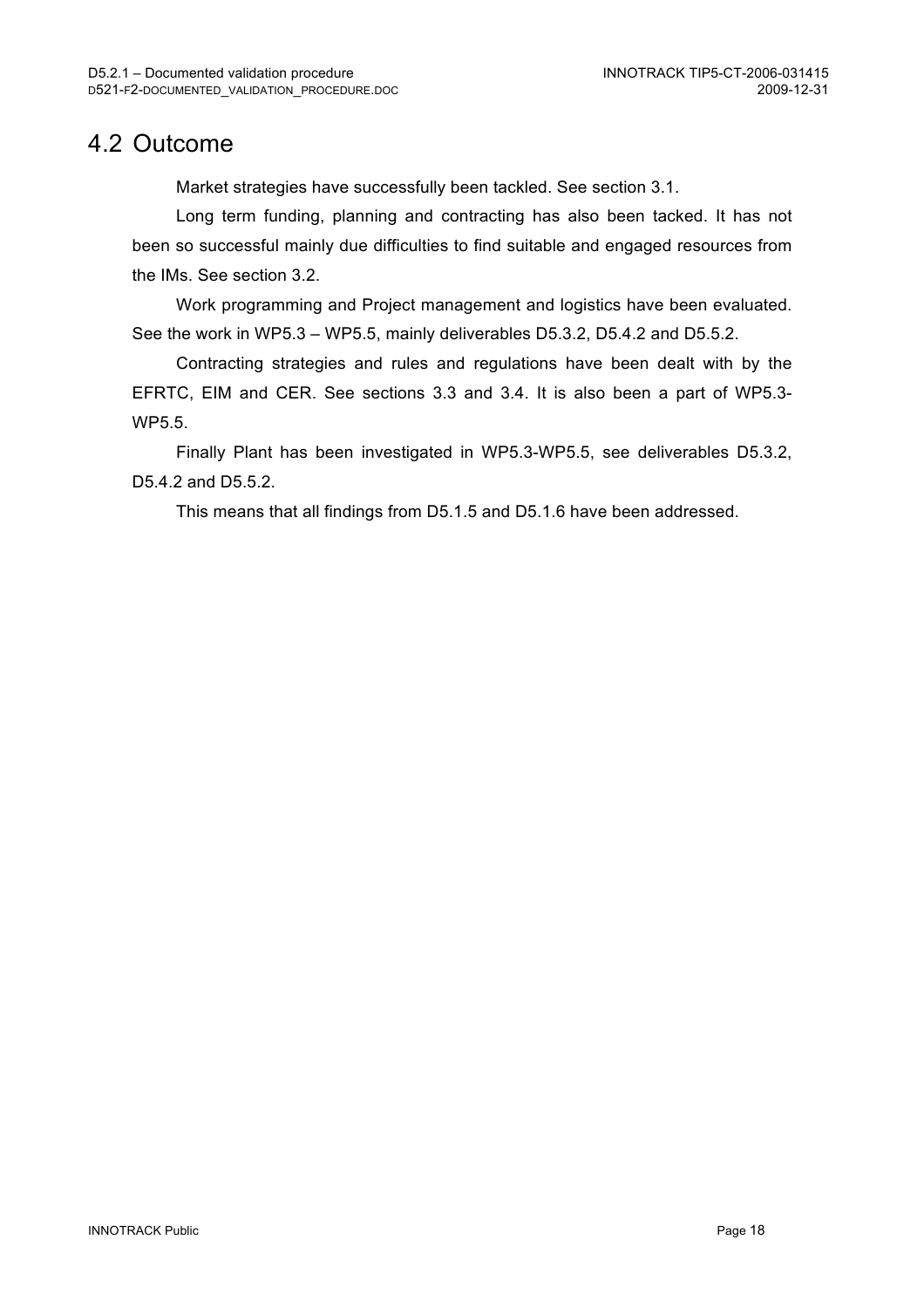## 4.2 Outcome

Market strategies have successfully been tackled. See section 3.1.

Long term funding, planning and contracting has also been tacked. It has not been so successful mainly due difficulties to find suitable and engaged resources from the IMs. See section 3.2.

Work programming and Project management and logistics have been evaluated. See the work in WP5.3 – WP5.5, mainly deliverables D5.3.2, D5.4.2 and D5.5.2.

Contracting strategies and rules and regulations have been dealt with by the EFRTC, EIM and CER. See sections 3.3 and 3.4. It is also been a part of WP5.3-WP5.5.

Finally Plant has been investigated in WP5.3-WP5.5, see deliverables D5.3.2, D5.4.2 and D5.5.2.

This means that all findings from D5.1.5 and D5.1.6 have been addressed.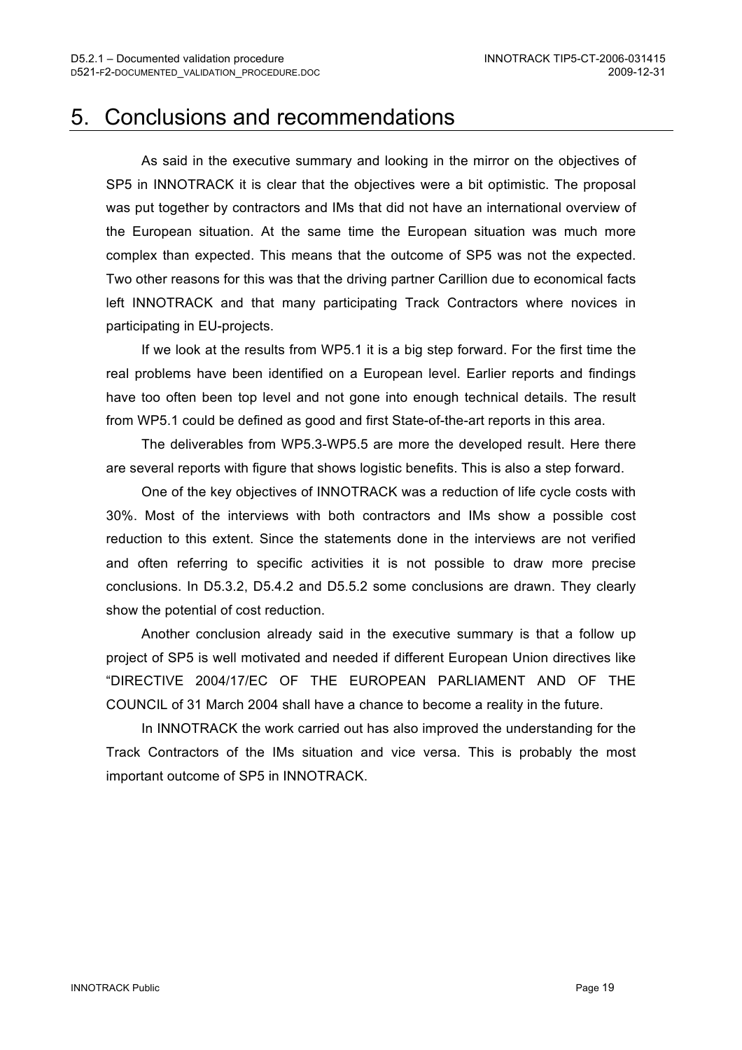# 5. Conclusions and recommendations

As said in the executive summary and looking in the mirror on the objectives of SP5 in INNOTRACK it is clear that the objectives were a bit optimistic. The proposal was put together by contractors and IMs that did not have an international overview of the European situation. At the same time the European situation was much more complex than expected. This means that the outcome of SP5 was not the expected. Two other reasons for this was that the driving partner Carillion due to economical facts left INNOTRACK and that many participating Track Contractors where novices in participating in EU-projects.

If we look at the results from WP5.1 it is a big step forward. For the first time the real problems have been identified on a European level. Earlier reports and findings have too often been top level and not gone into enough technical details. The result from WP5.1 could be defined as good and first State-of-the-art reports in this area.

The deliverables from WP5.3-WP5.5 are more the developed result. Here there are several reports with figure that shows logistic benefits. This is also a step forward.

One of the key objectives of INNOTRACK was a reduction of life cycle costs with 30%. Most of the interviews with both contractors and IMs show a possible cost reduction to this extent. Since the statements done in the interviews are not verified and often referring to specific activities it is not possible to draw more precise conclusions. In D5.3.2, D5.4.2 and D5.5.2 some conclusions are drawn. They clearly show the potential of cost reduction.

Another conclusion already said in the executive summary is that a follow up project of SP5 is well motivated and needed if different European Union directives like "DIRECTIVE 2004/17/EC OF THE EUROPEAN PARLIAMENT AND OF THE COUNCIL of 31 March 2004 shall have a chance to become a reality in the future.

In INNOTRACK the work carried out has also improved the understanding for the Track Contractors of the IMs situation and vice versa. This is probably the most important outcome of SP5 in INNOTRACK.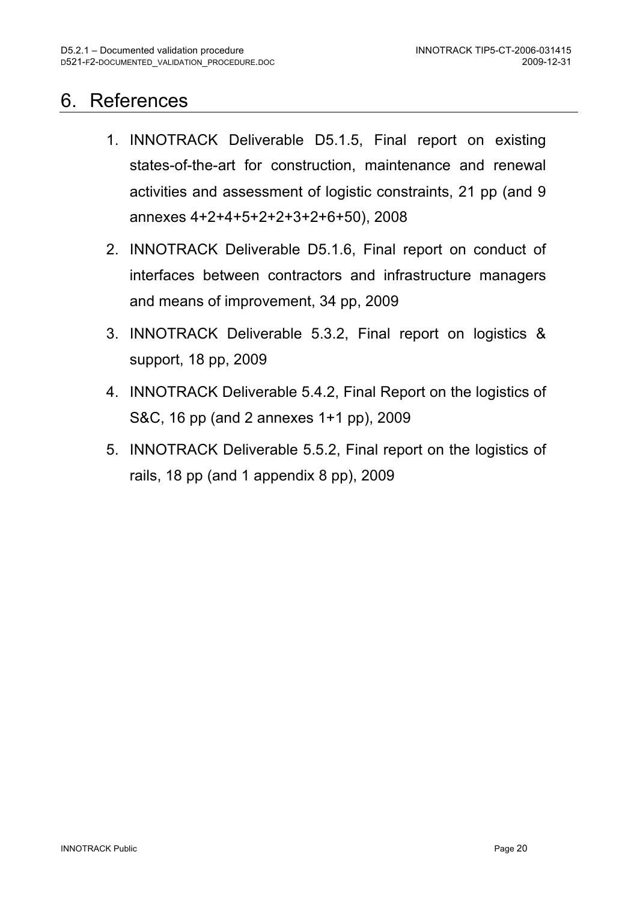# 6. References

1. INNOTRACK Deliverable D5.1.5, Final report on existing states-of-the-art for construction, maintenance and renewal activities and assessment of logistic constraints, 21 pp (and 9 annexes 4+2+4+5+2+2+3+2+6+50), 2008
2. INNOTRACK Deliverable D5.1.6, Final report on conduct of interfaces between contractors and infrastructure managers and means of improvement, 34 pp, 2009
3. INNOTRACK Deliverable 5.3.2, Final report on logistics & support, 18 pp, 2009
4. INNOTRACK Deliverable 5.4.2, Final Report on the logistics of S&C, 16 pp (and 2 annexes 1+1 pp), 2009
5. INNOTRACK Deliverable 5.5.2, Final report on the logistics of rails, 18 pp (and 1 appendix 8 pp), 2009